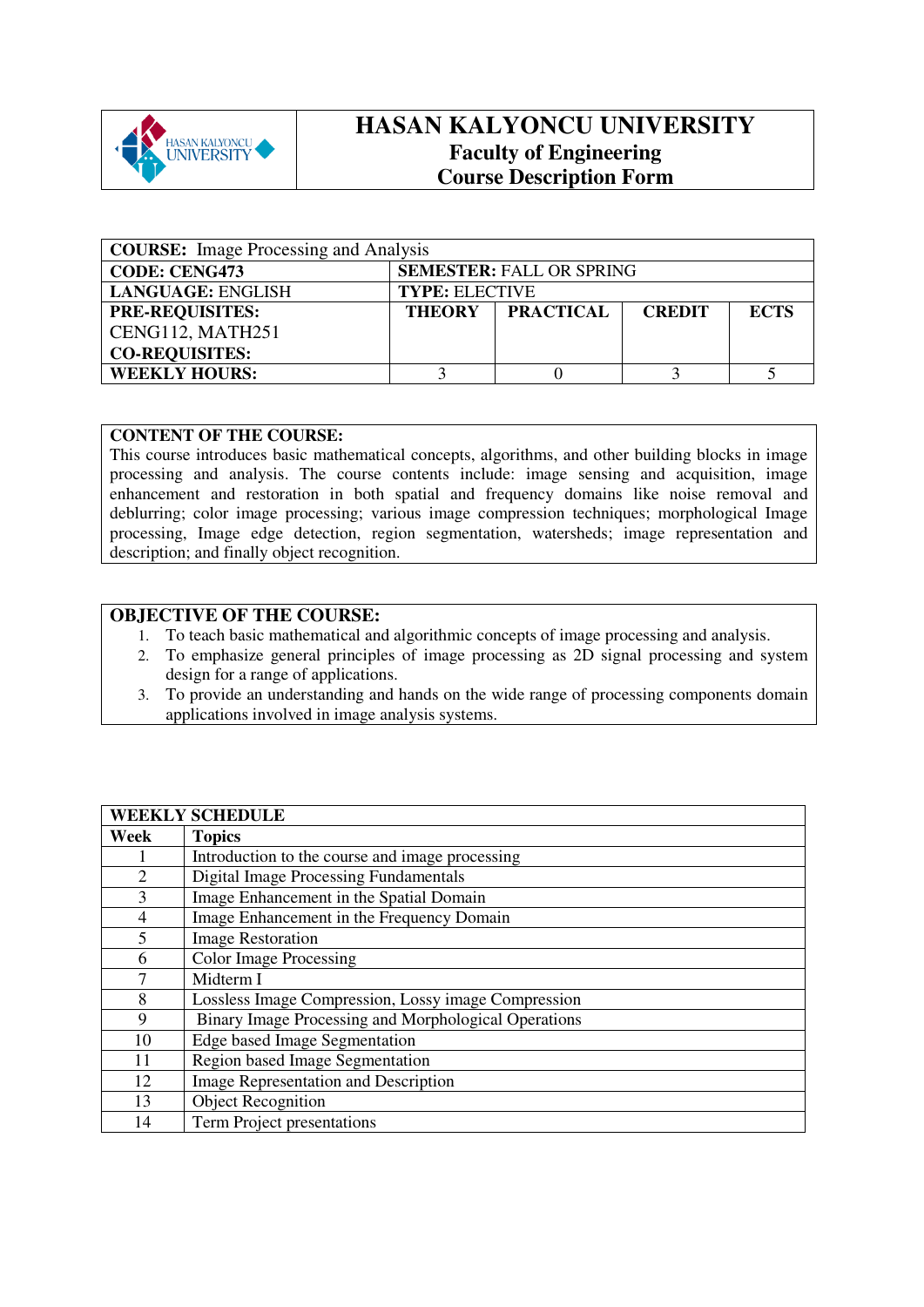# HASAN KALYONCU UNIVERSITY

## Faculty of Engineering

## Course Description Form

| **COURSE:** Image Processing and Analysis | | | | |
|---|---|---|---|---|
| **CODE: CENG473** | **SEMESTER:** FALL OR SPRING | | | |
| **LANGUAGE:** ENGLISH | **TYPE:** ELECTIVE | | | |
| **PRE-REQUISITES:** CENG112, MATH251 **CO-REQUISITES:** | **THEORY** | **PRACTICAL** | **CREDIT** | **ECTS** |
| **WEEKLY HOURS:** | 3 | 0 | 3 | 5 |

**CONTENT OF THE COURSE:**

This course introduces basic mathematical concepts, algorithms, and other building blocks in image processing and analysis. The course contents include: image sensing and acquisition, image enhancement and restoration in both spatial and frequency domains like noise removal and deblurring; color image processing; various image compression techniques; morphological Image processing, Image edge detection, region segmentation, watersheds; image representation and description; and finally object recognition.

**OBJECTIVE OF THE COURSE:**

1. To teach basic mathematical and algorithmic concepts of image processing and analysis.
2. To emphasize general principles of image processing as 2D signal processing and system design for a range of applications.
3. To provide an understanding and hands on the wide range of processing components domain applications involved in image analysis systems.

| **WEEKLY SCHEDULE** | |
|---|---|
| **Week** | **Topics** |
| 1 | Introduction to the course and image processing |
| 2 | Digital Image Processing Fundamentals |
| 3 | Image Enhancement in the Spatial Domain |
| 4 | Image Enhancement in the Frequency Domain |
| 5 | Image Restoration |
| 6 | Color Image Processing |
| 7 | Midterm I |
| 8 | Lossless Image Compression, Lossy image Compression |
| 9 | Binary Image Processing and Morphological Operations |
| 10 | Edge based Image Segmentation |
| 11 | Region based Image Segmentation |
| 12 | Image Representation and Description |
| 13 | Object Recognition |
| 14 | Term Project presentations |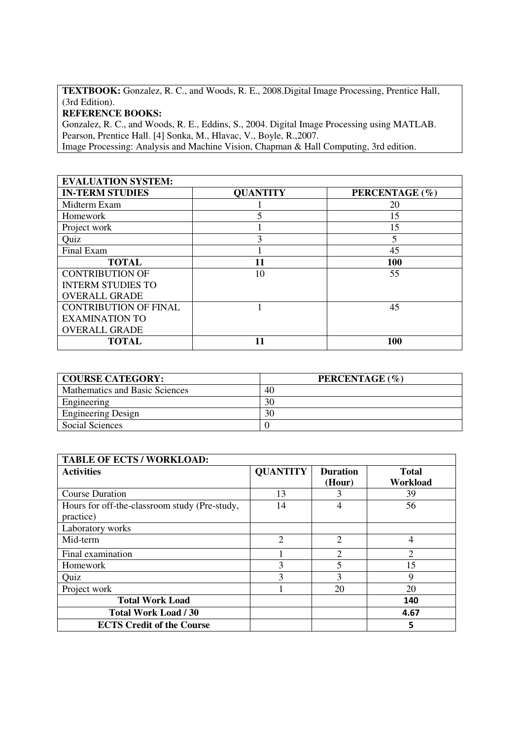**TEXTBOOK:** Gonzalez, R. C., and Woods, R. E., 2008.Digital Image Processing, Prentice Hall, (3rd Edition).

**REFERENCE BOOKS:**

Gonzalez, R. C., and Woods, R. E., Eddins, S., 2004. Digital Image Processing using MATLAB. Pearson, Prentice Hall. [4] Sonka, M., Hlavac, V., Boyle, R.,2007.

Image Processing: Analysis and Machine Vision, Chapman & Hall Computing, 3rd edition.

| **EVALUATION SYSTEM:** | | |
|---|---|---|
| **IN-TERM STUDIES** | **QUANTITY** | **PERCENTAGE (%)** |
| Midterm Exam | 1 | 20 |
| Homework | 5 | 15 |
| Project work | 1 | 15 |
| Quiz | 3 | 5 |
| Final Exam | 1 | 45 |
| **TOTAL** | **11** | **100** |
| CONTRIBUTION OF INTERM STUDIES TO OVERALL GRADE | 10 | 55 |
| CONTRIBUTION OF FINAL EXAMINATION TO OVERALL GRADE | 1 | 45 |
| **TOTAL** | **11** | **100** |

| **COURSE CATEGORY:** | **PERCENTAGE (%)** |
|---|---|
| Mathematics and Basic Sciences | 40 |
| Engineering | 30 |
| Engineering Design | 30 |
| Social Sciences | 0 |

| **TABLE OF ECTS / WORKLOAD:** | | | |
|---|---|---|---|
| **Activities** | **QUANTITY** | **Duration (Hour)** | **Total Workload** |
| Course Duration | 13 | 3 | 39 |
| Hours for off-the-classroom study (Pre-study, practice) | 14 | 4 | 56 |
| Laboratory works | | | |
| Mid-term | 2 | 2 | 4 |
| Final examination | 1 | 2 | 2 |
| Homework | 3 | 5 | 15 |
| Quiz | 3 | 3 | 9 |
| Project work | 1 | 20 | 20 |
| **Total Work Load** | | | **140** |
| **Total Work Load / 30** | | | **4.67** |
| **ECTS Credit of the Course** | | | **5** |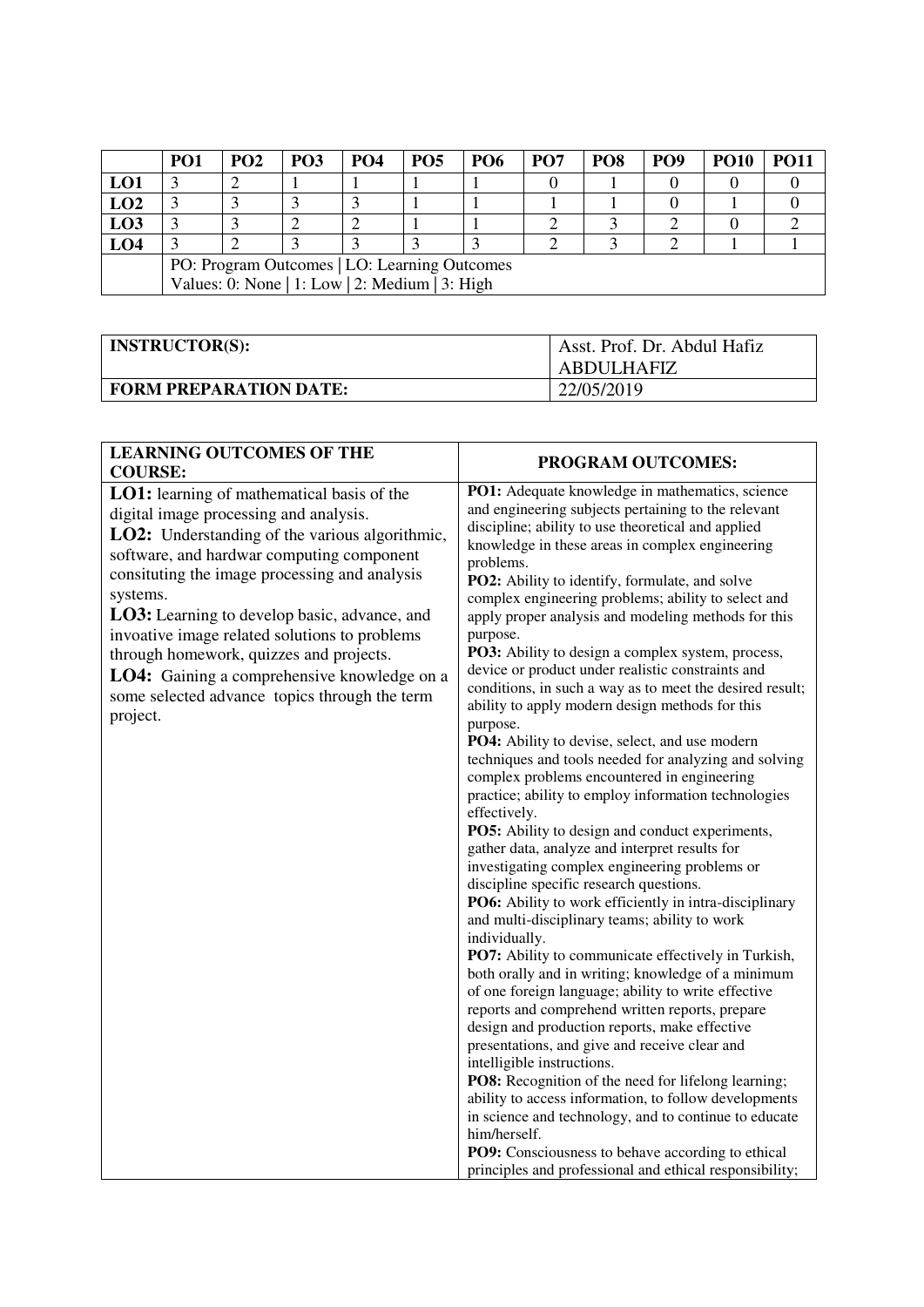| | PO1 | PO2 | PO3 | PO4 | PO5 | PO6 | PO7 | PO8 | PO9 | PO10 | PO11 |
|---|---|---|---|---|---|---|---|---|---|---|---|
| **LO1** | 3 | 2 | 1 | 1 | 1 | 1 | 0 | 1 | 0 | 0 | 0 |
| **LO2** | 3 | 3 | 3 | 3 | 1 | 1 | 1 | 1 | 0 | 1 | 0 |
| **LO3** | 3 | 3 | 2 | 2 | 1 | 1 | 2 | 3 | 2 | 0 | 2 |
| **LO4** | 3 | 2 | 3 | 3 | 3 | 3 | 2 | 3 | 2 | 1 | 1 |
| | PO: Program Outcomes \| LO: Learning Outcomes<br>Values: 0: None \| 1: Low \| 2: Medium \| 3: High | | | | | | | | | | |

| **INSTRUCTOR(S):** | Asst. Prof. Dr. Abdul Hafiz ABDULHAFIZ |
|---|---|
| **FORM PREPARATION DATE:** | 22/05/2019 |

| **LEARNING OUTCOMES OF THE COURSE:** | **PROGRAM OUTCOMES:** |
|---|---|
| **LO1:** learning of mathematical basis of the digital image processing and analysis.<br>**LO2:** Understanding of the various algorithmic, software, and hardwar computing component consituting the image processing and analysis systems.<br>**LO3:** Learning to develop basic, advance, and invoative image related solutions to problems through homework, quizzes and projects.<br>**LO4:** Gaining a comprehensive knowledge on a some selected advance topics through the term project. | **PO1:** Adequate knowledge in mathematics, science and engineering subjects pertaining to the relevant discipline; ability to use theoretical and applied knowledge in these areas in complex engineering problems.<br>**PO2:** Ability to identify, formulate, and solve complex engineering problems; ability to select and apply proper analysis and modeling methods for this purpose.<br>**PO3:** Ability to design a complex system, process, device or product under realistic constraints and conditions, in such a way as to meet the desired result; ability to apply modern design methods for this purpose.<br>**PO4:** Ability to devise, select, and use modern techniques and tools needed for analyzing and solving complex problems encountered in engineering practice; ability to employ information technologies effectively.<br>**PO5:** Ability to design and conduct experiments, gather data, analyze and interpret results for investigating complex engineering problems or discipline specific research questions.<br>**PO6:** Ability to work efficiently in intra-disciplinary and multi-disciplinary teams; ability to work individually.<br>**PO7:** Ability to communicate effectively in Turkish, both orally and in writing; knowledge of a minimum of one foreign language; ability to write effective reports and comprehend written reports, prepare design and production reports, make effective presentations, and give and receive clear and intelligible instructions.<br>**PO8:** Recognition of the need for lifelong learning; ability to access information, to follow developments in science and technology, and to continue to educate him/herself.<br>**PO9:** Consciousness to behave according to ethical principles and professional and ethical responsibility; |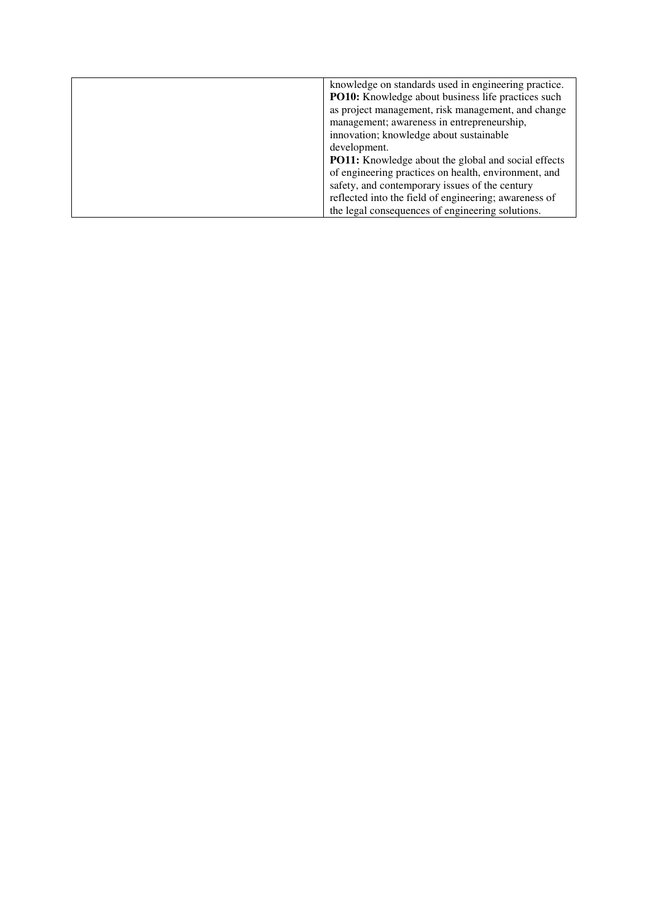| | |
|---|---|
| | knowledge on standards used in engineering practice.<br>**PO10:** Knowledge about business life practices such as project management, risk management, and change management; awareness in entrepreneurship, innovation; knowledge about sustainable development.<br>**PO11:** Knowledge about the global and social effects of engineering practices on health, environment, and safety, and contemporary issues of the century reflected into the field of engineering; awareness of the legal consequences of engineering solutions. |